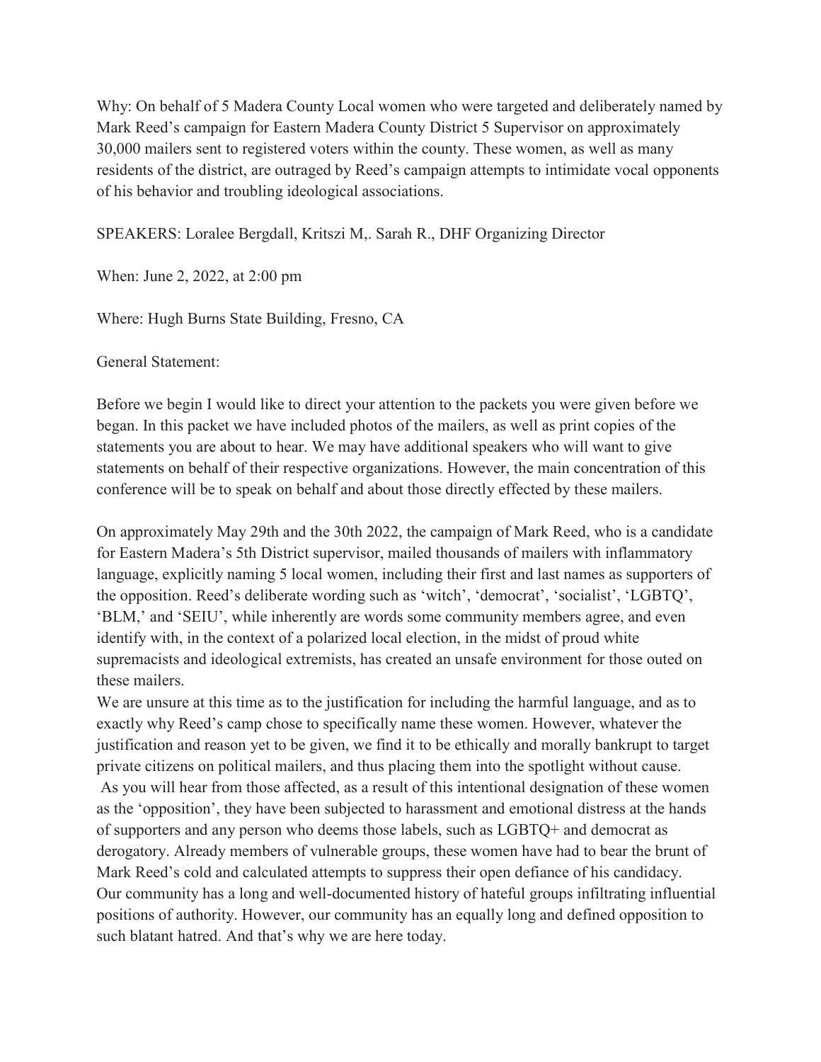Why: On behalf of 5 Madera County Local women who were targeted and deliberately named by Mark Reed's campaign for Eastern Madera County District 5 Supervisor on approximately 30,000 mailers sent to registered voters within the county. These women, as well as many residents of the district, are outraged by Reed's campaign attempts to intimidate vocal opponents of his behavior and troubling ideological associations.

SPEAKERS: Loralee Bergdall, Kritszi M,. Sarah R., DHF Organizing Director

When: June 2, 2022, at 2:00 pm

Where: Hugh Burns State Building, Fresno, CA

General Statement:

Before we begin I would like to direct your attention to the packets you were given before we began. In this packet we have included photos of the mailers, as well as print copies of the statements you are about to hear. We may have additional speakers who will want to give statements on behalf of their respective organizations. However, the main concentration of this conference will be to speak on behalf and about those directly effected by these mailers.

On approximately May 29th and the 30th 2022, the campaign of Mark Reed, who is a candidate for Eastern Madera's 5th District supervisor, mailed thousands of mailers with inflammatory language, explicitly naming 5 local women, including their first and last names as supporters of the opposition. Reed's deliberate wording such as 'witch', 'democrat', 'socialist', 'LGBTQ', 'BLM,' and 'SEIU', while inherently are words some community members agree, and even identify with, in the context of a polarized local election, in the midst of proud white supremacists and ideological extremists, has created an unsafe environment for those outed on these mailers.

We are unsure at this time as to the justification for including the harmful language, and as to exactly why Reed's camp chose to specifically name these women. However, whatever the justification and reason yet to be given, we find it to be ethically and morally bankrupt to target private citizens on political mailers, and thus placing them into the spotlight without cause.

As you will hear from those affected, as a result of this intentional designation of these women as the 'opposition', they have been subjected to harassment and emotional distress at the hands of supporters and any person who deems those labels, such as LGBTQ+ and democrat as derogatory. Already members of vulnerable groups, these women have had to bear the brunt of Mark Reed's cold and calculated attempts to suppress their open defiance of his candidacy.

Our community has a long and well-documented history of hateful groups infiltrating influential positions of authority. However, our community has an equally long and defined opposition to such blatant hatred. And that's why we are here today.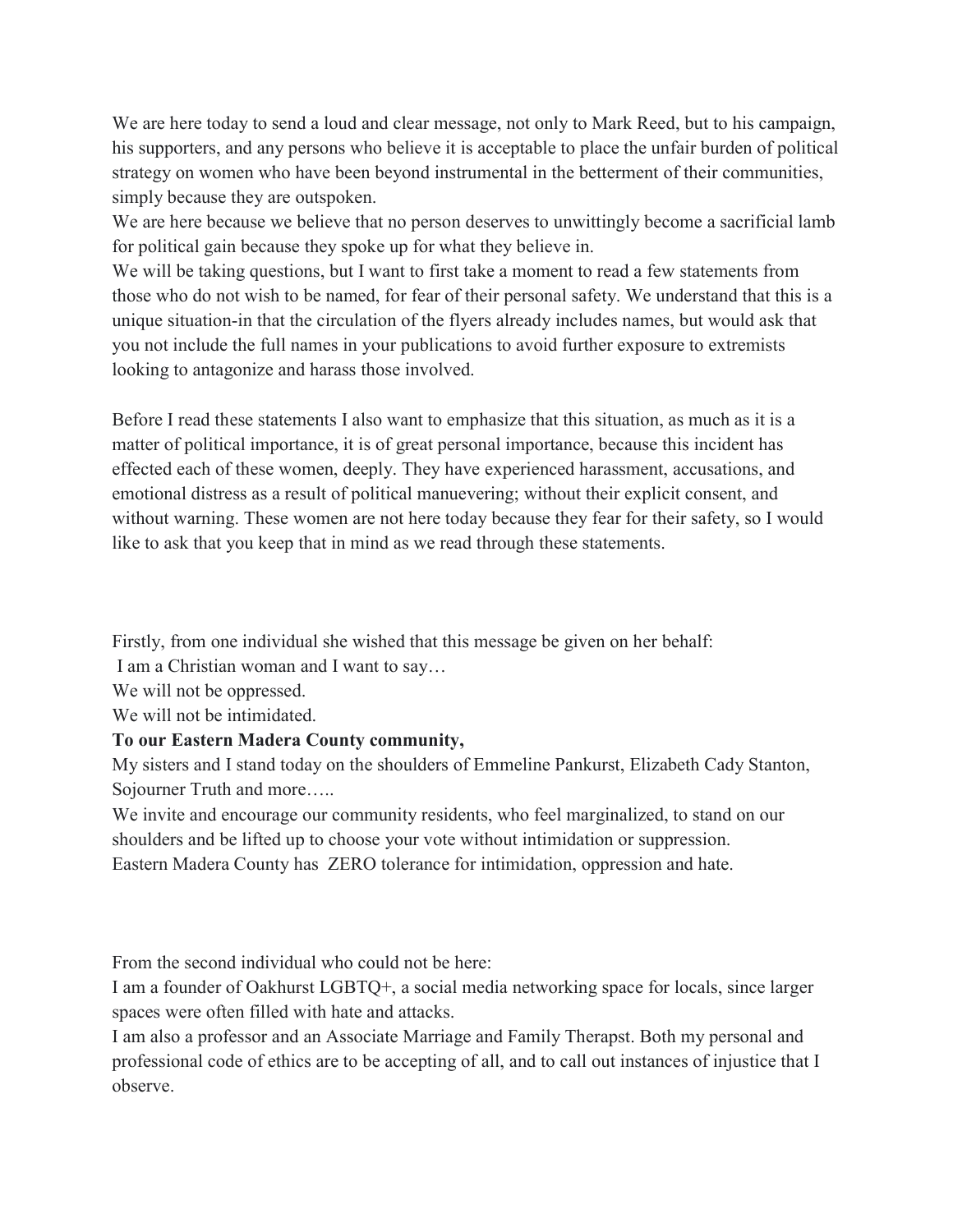We are here today to send a loud and clear message, not only to Mark Reed, but to his campaign, his supporters, and any persons who believe it is acceptable to place the unfair burden of political strategy on women who have been beyond instrumental in the betterment of their communities, simply because they are outspoken.

We are here because we believe that no person deserves to unwittingly become a sacrificial lamb for political gain because they spoke up for what they believe in.

We will be taking questions, but I want to first take a moment to read a few statements from those who do not wish to be named, for fear of their personal safety. We understand that this is a unique situation-in that the circulation of the flyers already includes names, but would ask that you not include the full names in your publications to avoid further exposure to extremists looking to antagonize and harass those involved.

Before I read these statements I also want to emphasize that this situation, as much as it is a matter of political importance, it is of great personal importance, because this incident has effected each of these women, deeply. They have experienced harassment, accusations, and emotional distress as a result of political manuevering; without their explicit consent, and without warning. These women are not here today because they fear for their safety, so I would like to ask that you keep that in mind as we read through these statements.

Firstly, from one individual she wished that this message be given on her behalf:

I am a Christian woman and I want to say…

We will not be oppressed.

We will not be intimidated.

**To our Eastern Madera County community,**

My sisters and I stand today on the shoulders of Emmeline Pankurst, Elizabeth Cady Stanton, Sojourner Truth and more…..

We invite and encourage our community residents, who feel marginalized, to stand on our shoulders and be lifted up to choose your vote without intimidation or suppression.

Eastern Madera County has ZERO tolerance for intimidation, oppression and hate.

From the second individual who could not be here:

I am a founder of Oakhurst LGBTQ+, a social media networking space for locals, since larger spaces were often filled with hate and attacks.

I am also a professor and an Associate Marriage and Family Therapst. Both my personal and professional code of ethics are to be accepting of all, and to call out instances of injustice that I observe.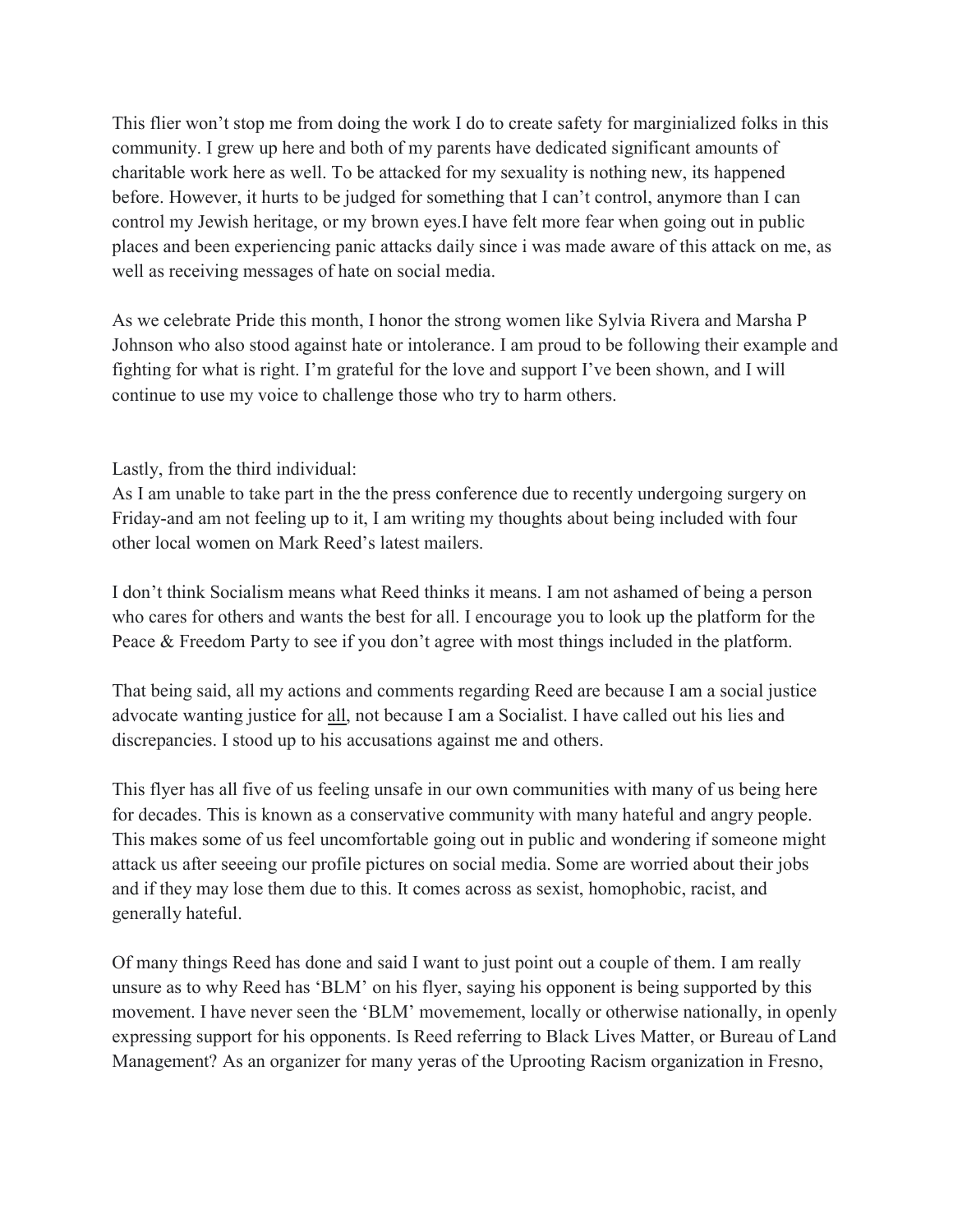This flier won't stop me from doing the work I do to create safety for marginialized folks in this community. I grew up here and both of my parents have dedicated significant amounts of charitable work here as well. To be attacked for my sexuality is nothing new, its happened before. However, it hurts to be judged for something that I can't control, anymore than I can control my Jewish heritage, or my brown eyes.I have felt more fear when going out in public places and been experiencing panic attacks daily since i was made aware of this attack on me, as well as receiving messages of hate on social media.

As we celebrate Pride this month, I honor the strong women like Sylvia Rivera and Marsha P Johnson who also stood against hate or intolerance. I am proud to be following their example and fighting for what is right. I'm grateful for the love and support I've been shown, and I will continue to use my voice to challenge those who try to harm others.

Lastly, from the third individual:
As I am unable to take part in the the press conference due to recently undergoing surgery on Friday-and am not feeling up to it, I am writing my thoughts about being included with four other local women on Mark Reed's latest mailers.

I don't think Socialism means what Reed thinks it means. I am not ashamed of being a person who cares for others and wants the best for all. I encourage you to look up the platform for the Peace & Freedom Party to see if you don't agree with most things included in the platform.

That being said, all my actions and comments regarding Reed are because I am a social justice advocate wanting justice for <u>all</u>, not because I am a Socialist. I have called out his lies and discrepancies. I stood up to his accusations against me and others.

This flyer has all five of us feeling unsafe in our own communities with many of us being here for decades. This is known as a conservative community with many hateful and angry people. This makes some of us feel uncomfortable going out in public and wondering if someone might attack us after seeeing our profile pictures on social media. Some are worried about their jobs and if they may lose them due to this. It comes across as sexist, homophobic, racist, and generally hateful.

Of many things Reed has done and said I want to just point out a couple of them. I am really unsure as to why Reed has 'BLM' on his flyer, saying his opponent is being supported by this movement. I have never seen the 'BLM' movemement, locally or otherwise nationally, in openly expressing support for his opponents. Is Reed referring to Black Lives Matter, or Bureau of Land Management? As an organizer for many yeras of the Uprooting Racism organization in Fresno,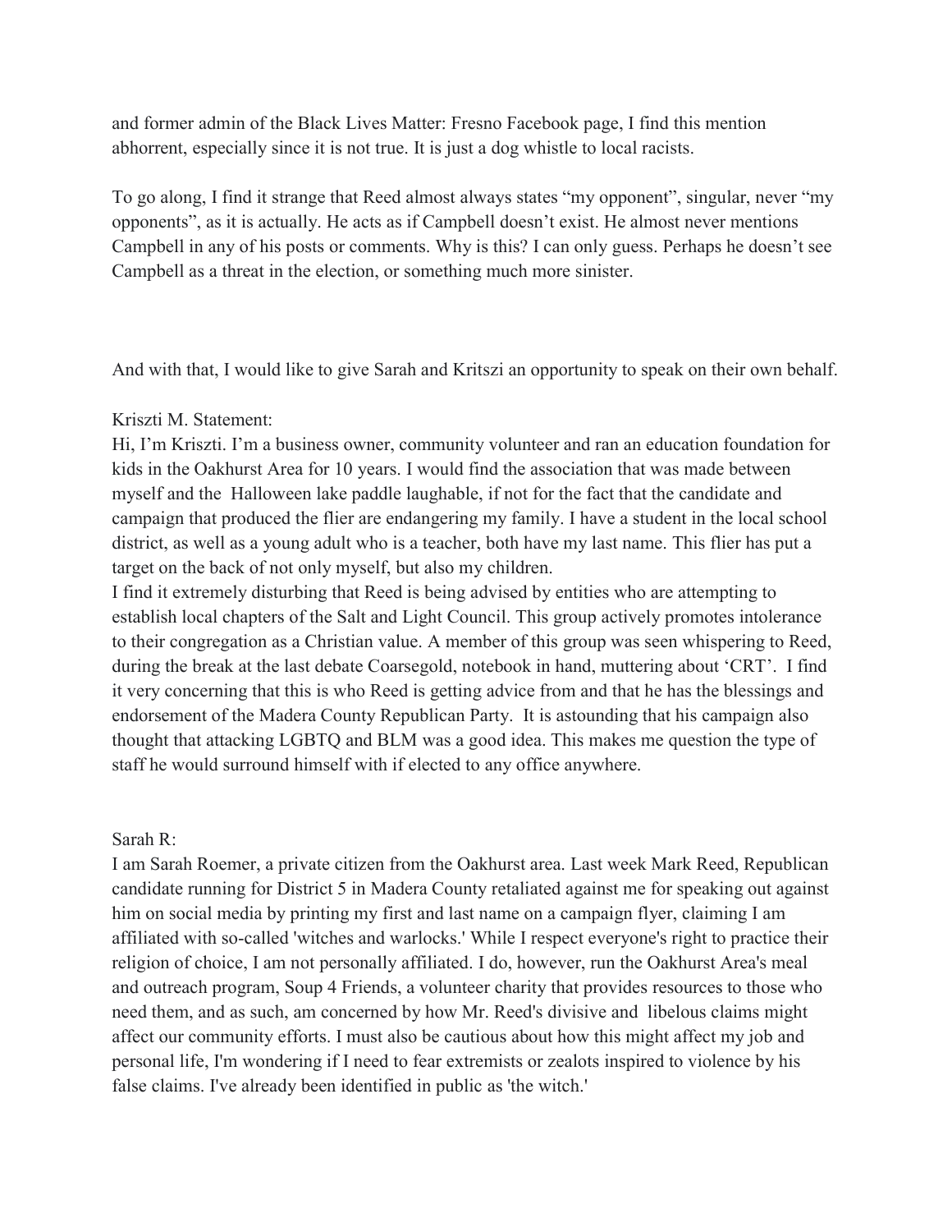and former admin of the Black Lives Matter: Fresno Facebook page, I find this mention abhorrent, especially since it is not true. It is just a dog whistle to local racists.

To go along, I find it strange that Reed almost always states “my opponent”, singular, never “my opponents”, as it is actually. He acts as if Campbell doesn’t exist. He almost never mentions Campbell in any of his posts or comments. Why is this? I can only guess. Perhaps he doesn’t see Campbell as a threat in the election, or something much more sinister.

And with that, I would like to give Sarah and Kritszi an opportunity to speak on their own behalf.

Kriszti M. Statement:

Hi, I’m Kriszti. I’m a business owner, community volunteer and ran an education foundation for kids in the Oakhurst Area for 10 years. I would find the association that was made between myself and the Halloween lake paddle laughable, if not for the fact that the candidate and campaign that produced the flier are endangering my family. I have a student in the local school district, as well as a young adult who is a teacher, both have my last name. This flier has put a target on the back of not only myself, but also my children.

I find it extremely disturbing that Reed is being advised by entities who are attempting to establish local chapters of the Salt and Light Council. This group actively promotes intolerance to their congregation as a Christian value. A member of this group was seen whispering to Reed, during the break at the last debate Coarsegold, notebook in hand, muttering about ‘CRT’. I find it very concerning that this is who Reed is getting advice from and that he has the blessings and endorsement of the Madera County Republican Party. It is astounding that his campaign also thought that attacking LGBTQ and BLM was a good idea. This makes me question the type of staff he would surround himself with if elected to any office anywhere.

Sarah R:

I am Sarah Roemer, a private citizen from the Oakhurst area. Last week Mark Reed, Republican candidate running for District 5 in Madera County retaliated against me for speaking out against him on social media by printing my first and last name on a campaign flyer, claiming I am affiliated with so-called 'witches and warlocks.' While I respect everyone's right to practice their religion of choice, I am not personally affiliated. I do, however, run the Oakhurst Area's meal and outreach program, Soup 4 Friends, a volunteer charity that provides resources to those who need them, and as such, am concerned by how Mr. Reed's divisive and libelous claims might affect our community efforts. I must also be cautious about how this might affect my job and personal life, I'm wondering if I need to fear extremists or zealots inspired to violence by his false claims. I've already been identified in public as 'the witch.'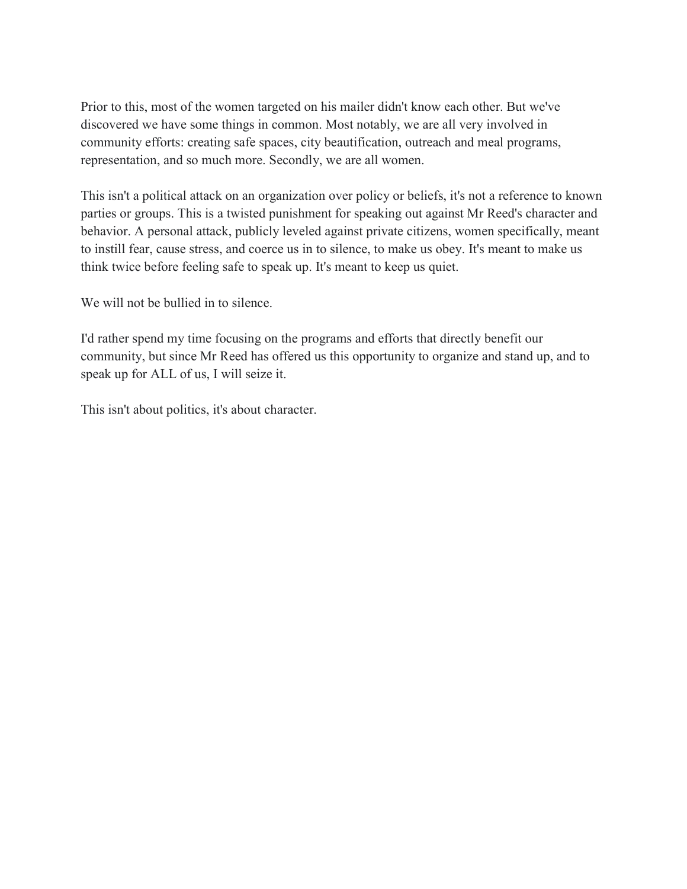Prior to this, most of the women targeted on his mailer didn't know each other. But we've discovered we have some things in common. Most notably, we are all very involved in community efforts: creating safe spaces, city beautification, outreach and meal programs, representation, and so much more. Secondly, we are all women.

This isn't a political attack on an organization over policy or beliefs, it's not a reference to known parties or groups. This is a twisted punishment for speaking out against Mr Reed's character and behavior. A personal attack, publicly leveled against private citizens, women specifically, meant to instill fear, cause stress, and coerce us in to silence, to make us obey. It's meant to make us think twice before feeling safe to speak up. It's meant to keep us quiet.

We will not be bullied in to silence.

I'd rather spend my time focusing on the programs and efforts that directly benefit our community, but since Mr Reed has offered us this opportunity to organize and stand up, and to speak up for ALL of us, I will seize it.

This isn't about politics, it's about character.